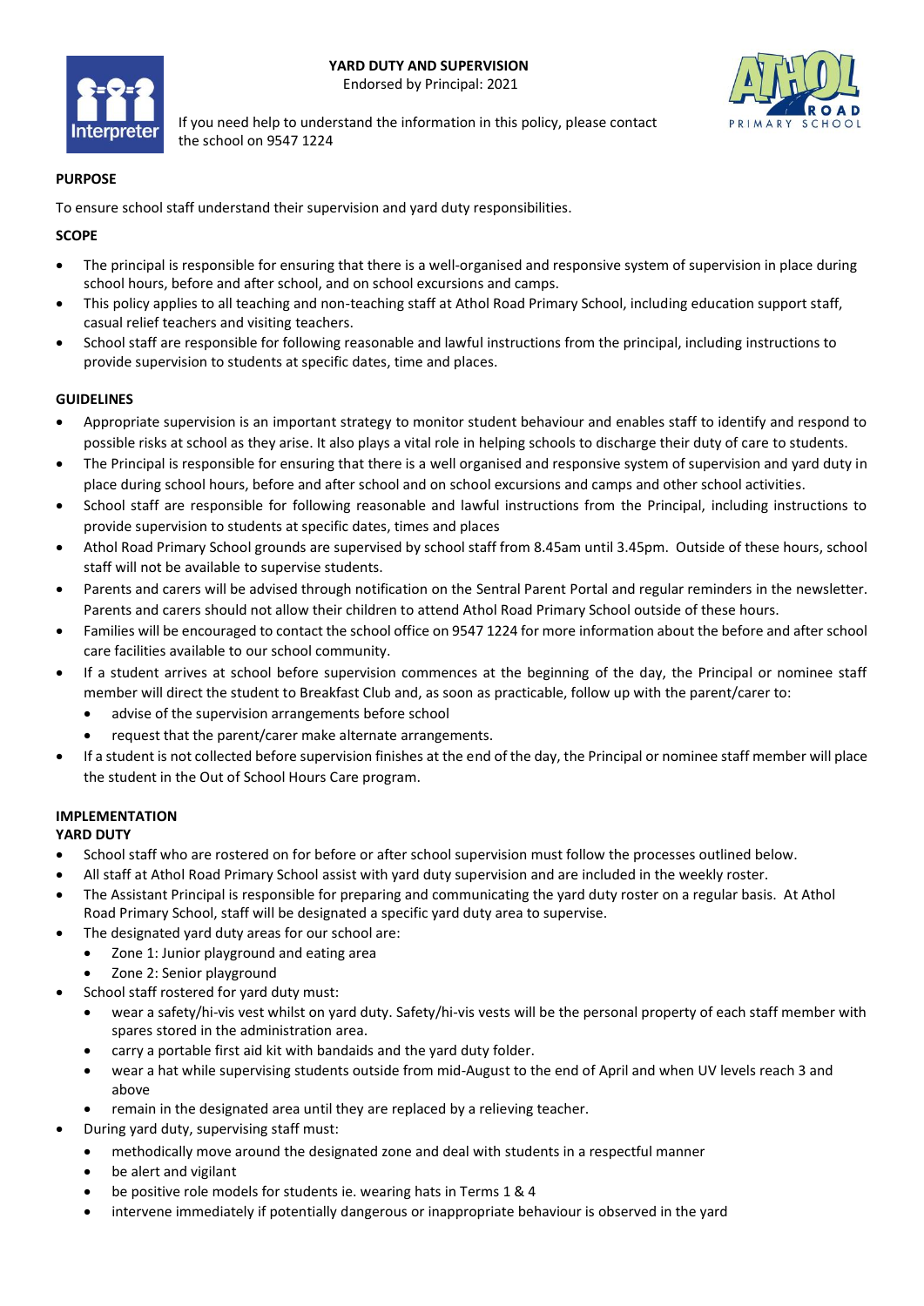# YARD DUTY AND SUPERVISION

Endorsed by Principal: 2021

If you need help to understand the information in this policy, please contact the school on 9547 1224

## PURPOSE

To ensure school staff understand their supervision and yard duty responsibilities.

## SCOPE

- The principal is responsible for ensuring that there is a well-organised and responsive system of supervision in place during school hours, before and after school, and on school excursions and camps.
- This policy applies to all teaching and non-teaching staff at Athol Road Primary School, including education support staff, casual relief teachers and visiting teachers.
- School staff are responsible for following reasonable and lawful instructions from the principal, including instructions to provide supervision to students at specific dates, time and places.

## GUIDELINES

- Appropriate supervision is an important strategy to monitor student behaviour and enables staff to identify and respond to possible risks at school as they arise. It also plays a vital role in helping schools to discharge their duty of care to students.
- The Principal is responsible for ensuring that there is a well organised and responsive system of supervision and yard duty in place during school hours, before and after school and on school excursions and camps and other school activities.
- School staff are responsible for following reasonable and lawful instructions from the Principal, including instructions to provide supervision to students at specific dates, times and places
- Athol Road Primary School grounds are supervised by school staff from 8.45am until 3.45pm. Outside of these hours, school staff will not be available to supervise students.
- Parents and carers will be advised through notification on the Sentral Parent Portal and regular reminders in the newsletter. Parents and carers should not allow their children to attend Athol Road Primary School outside of these hours.
- Families will be encouraged to contact the school office on 9547 1224 for more information about the before and after school care facilities available to our school community.
- If a student arrives at school before supervision commences at the beginning of the day, the Principal or nominee staff member will direct the student to Breakfast Club and, as soon as practicable, follow up with the parent/carer to:
  - advise of the supervision arrangements before school
  - request that the parent/carer make alternate arrangements.
- If a student is not collected before supervision finishes at the end of the day, the Principal or nominee staff member will place the student in the Out of School Hours Care program.

## IMPLEMENTATION

### YARD DUTY

- School staff who are rostered on for before or after school supervision must follow the processes outlined below.
- All staff at Athol Road Primary School assist with yard duty supervision and are included in the weekly roster.
- The Assistant Principal is responsible for preparing and communicating the yard duty roster on a regular basis. At Athol Road Primary School, staff will be designated a specific yard duty area to supervise.
- The designated yard duty areas for our school are:
  - Zone 1: Junior playground and eating area
  - Zone 2: Senior playground
- School staff rostered for yard duty must:
  - wear a safety/hi-vis vest whilst on yard duty. Safety/hi-vis vests will be the personal property of each staff member with spares stored in the administration area.
  - carry a portable first aid kit with bandaids and the yard duty folder.
  - wear a hat while supervising students outside from mid-August to the end of April and when UV levels reach 3 and above
  - remain in the designated area until they are replaced by a relieving teacher.
- During yard duty, supervising staff must:
  - methodically move around the designated zone and deal with students in a respectful manner
  - be alert and vigilant
  - be positive role models for students ie. wearing hats in Terms 1 & 4
  - intervene immediately if potentially dangerous or inappropriate behaviour is observed in the yard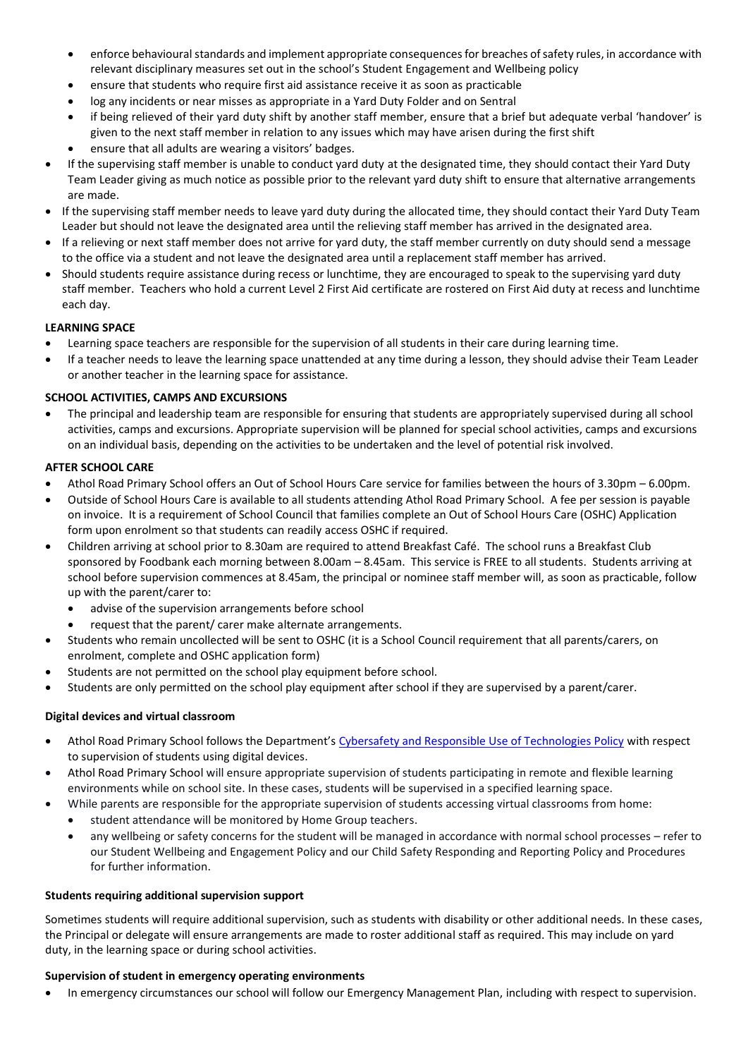- enforce behavioural standards and implement appropriate consequences for breaches of safety rules, in accordance with relevant disciplinary measures set out in the school's Student Engagement and Wellbeing policy
  - ensure that students who require first aid assistance receive it as soon as practicable
  - log any incidents or near misses as appropriate in a Yard Duty Folder and on Sentral
  - if being relieved of their yard duty shift by another staff member, ensure that a brief but adequate verbal 'handover' is given to the next staff member in relation to any issues which may have arisen during the first shift
  - ensure that all adults are wearing a visitors' badges.
- If the supervising staff member is unable to conduct yard duty at the designated time, they should contact their Yard Duty Team Leader giving as much notice as possible prior to the relevant yard duty shift to ensure that alternative arrangements are made.
- If the supervising staff member needs to leave yard duty during the allocated time, they should contact their Yard Duty Team Leader but should not leave the designated area until the relieving staff member has arrived in the designated area.
- If a relieving or next staff member does not arrive for yard duty, the staff member currently on duty should send a message to the office via a student and not leave the designated area until a replacement staff member has arrived.
- Should students require assistance during recess or lunchtime, they are encouraged to speak to the supervising yard duty staff member. Teachers who hold a current Level 2 First Aid certificate are rostered on First Aid duty at recess and lunchtime each day.

**LEARNING SPACE**

- Learning space teachers are responsible for the supervision of all students in their care during learning time.
- If a teacher needs to leave the learning space unattended at any time during a lesson, they should advise their Team Leader or another teacher in the learning space for assistance.

**SCHOOL ACTIVITIES, CAMPS AND EXCURSIONS**

- The principal and leadership team are responsible for ensuring that students are appropriately supervised during all school activities, camps and excursions. Appropriate supervision will be planned for special school activities, camps and excursions on an individual basis, depending on the activities to be undertaken and the level of potential risk involved.

**AFTER SCHOOL CARE**

- Athol Road Primary School offers an Out of School Hours Care service for families between the hours of 3.30pm – 6.00pm.
- Outside of School Hours Care is available to all students attending Athol Road Primary School. A fee per session is payable on invoice. It is a requirement of School Council that families complete an Out of School Hours Care (OSHC) Application form upon enrolment so that students can readily access OSHC if required.
- Children arriving at school prior to 8.30am are required to attend Breakfast Café. The school runs a Breakfast Club sponsored by Foodbank each morning between 8.00am – 8.45am. This service is FREE to all students. Students arriving at school before supervision commences at 8.45am, the principal or nominee staff member will, as soon as practicable, follow up with the parent/carer to:
  - advise of the supervision arrangements before school
  - request that the parent/ carer make alternate arrangements.
- Students who remain uncollected will be sent to OSHC (it is a School Council requirement that all parents/carers, on enrolment, complete and OSHC application form)
- Students are not permitted on the school play equipment before school.
- Students are only permitted on the school play equipment after school if they are supervised by a parent/carer.

**Digital devices and virtual classroom**

- Athol Road Primary School follows the Department's Cybersafety and Responsible Use of Technologies Policy with respect to supervision of students using digital devices.
- Athol Road Primary School will ensure appropriate supervision of students participating in remote and flexible learning environments while on school site. In these cases, students will be supervised in a specified learning space.
- While parents are responsible for the appropriate supervision of students accessing virtual classrooms from home:
  - student attendance will be monitored by Home Group teachers.
  - any wellbeing or safety concerns for the student will be managed in accordance with normal school processes – refer to our Student Wellbeing and Engagement Policy and our Child Safety Responding and Reporting Policy and Procedures for further information.

**Students requiring additional supervision support**

Sometimes students will require additional supervision, such as students with disability or other additional needs. In these cases, the Principal or delegate will ensure arrangements are made to roster additional staff as required. This may include on yard duty, in the learning space or during school activities.

**Supervision of student in emergency operating environments**

- In emergency circumstances our school will follow our Emergency Management Plan, including with respect to supervision.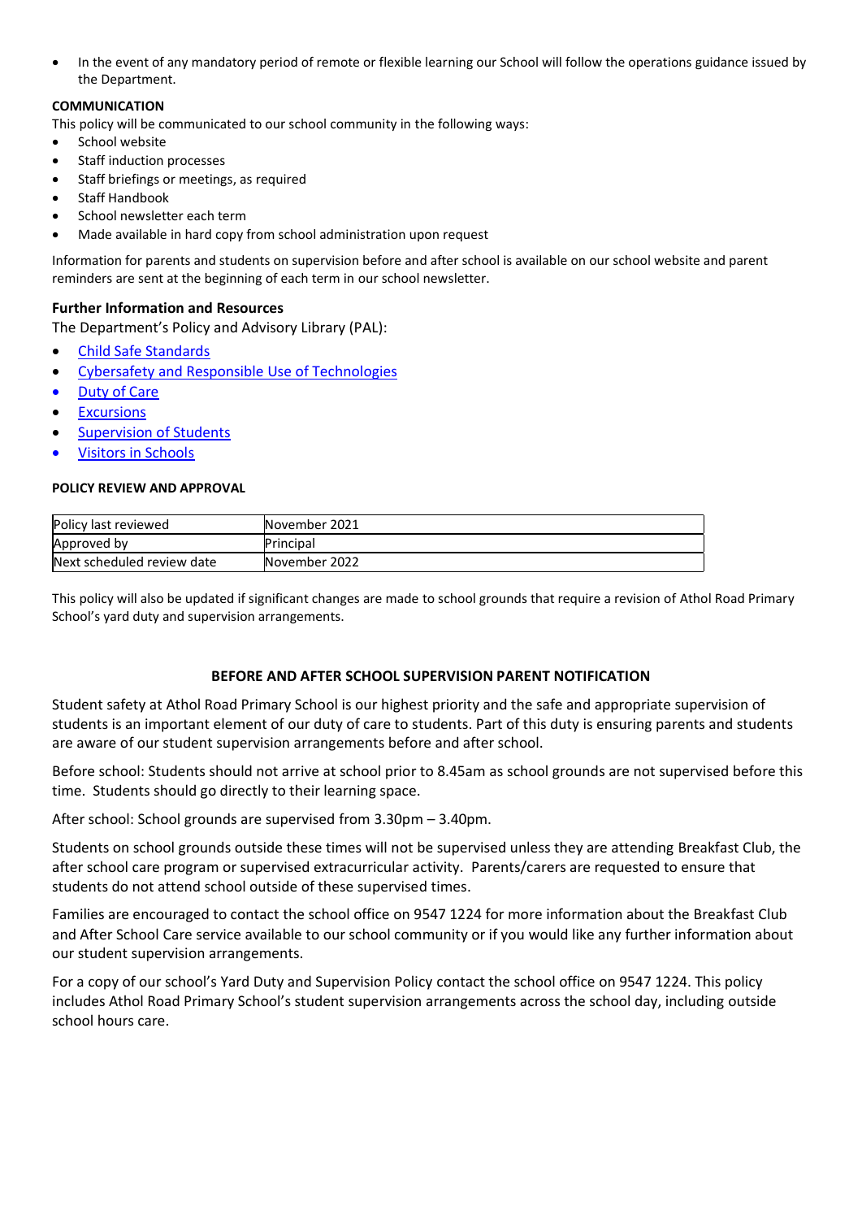- In the event of any mandatory period of remote or flexible learning our School will follow the operations guidance issued by the Department.

**COMMUNICATION**

This policy will be communicated to our school community in the following ways:

- School website
- Staff induction processes
- Staff briefings or meetings, as required
- Staff Handbook
- School newsletter each term
- Made available in hard copy from school administration upon request

Information for parents and students on supervision before and after school is available on our school website and parent reminders are sent at the beginning of each term in our school newsletter.

**Further Information and Resources**

The Department's Policy and Advisory Library (PAL):

- Child Safe Standards
- Cybersafety and Responsible Use of Technologies
- Duty of Care
- Excursions
- Supervision of Students
- Visitors in Schools

**POLICY REVIEW AND APPROVAL**

| | |
|---|---|
| Policy last reviewed | November 2021 |
| Approved by | Principal |
| Next scheduled review date | November 2022 |

This policy will also be updated if significant changes are made to school grounds that require a revision of Athol Road Primary School's yard duty and supervision arrangements.

**BEFORE AND AFTER SCHOOL SUPERVISION PARENT NOTIFICATION**

Student safety at Athol Road Primary School is our highest priority and the safe and appropriate supervision of students is an important element of our duty of care to students. Part of this duty is ensuring parents and students are aware of our student supervision arrangements before and after school.

Before school: Students should not arrive at school prior to 8.45am as school grounds are not supervised before this time. Students should go directly to their learning space.

After school: School grounds are supervised from 3.30pm – 3.40pm.

Students on school grounds outside these times will not be supervised unless they are attending Breakfast Club, the after school care program or supervised extracurricular activity. Parents/carers are requested to ensure that students do not attend school outside of these supervised times.

Families are encouraged to contact the school office on 9547 1224 for more information about the Breakfast Club and After School Care service available to our school community or if you would like any further information about our student supervision arrangements.

For a copy of our school's Yard Duty and Supervision Policy contact the school office on 9547 1224. This policy includes Athol Road Primary School's student supervision arrangements across the school day, including outside school hours care.